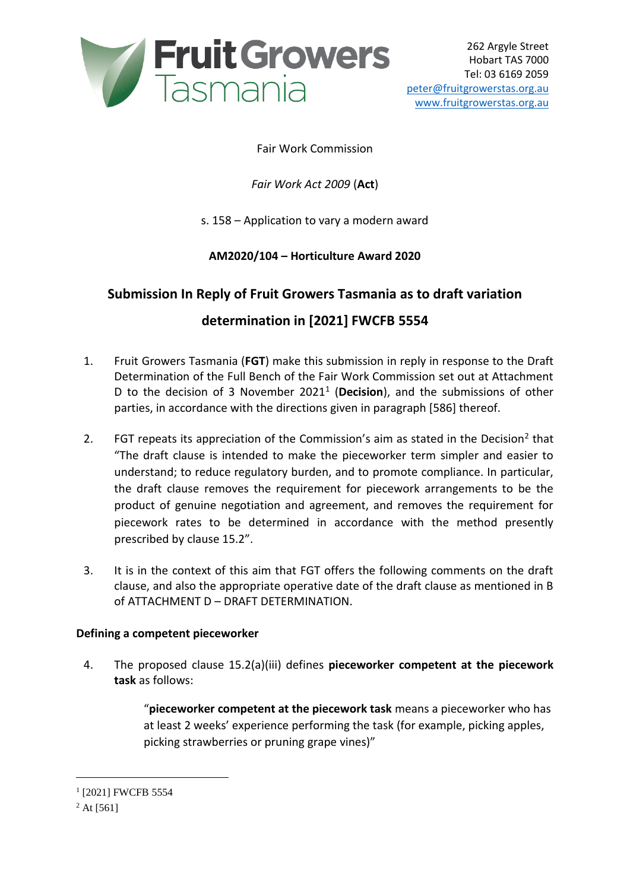Fruit Growers Tasmania

262 Argyle Street
Hobart TAS 7000
Tel: 03 6169 2059
peter@fruitgrowerstas.org.au
www.fruitgrowerstas.org.au

Fair Work Commission

*Fair Work Act 2009* (**Act**)

s. 158 – Application to vary a modern award

**AM2020/104 – Horticulture Award 2020**

# Submission In Reply of Fruit Growers Tasmania as to draft variation determination in [2021] FWCFB 5554

1. Fruit Growers Tasmania (**FGT**) make this submission in reply in response to the Draft Determination of the Full Bench of the Fair Work Commission set out at Attachment D to the decision of 3 November 2021[1] (**Decision**), and the submissions of other parties, in accordance with the directions given in paragraph [586] thereof.

2. FGT repeats its appreciation of the Commission's aim as stated in the Decision[2] that "The draft clause is intended to make the pieceworker term simpler and easier to understand; to reduce regulatory burden, and to promote compliance. In particular, the draft clause removes the requirement for piecework arrangements to be the product of genuine negotiation and agreement, and removes the requirement for piecework rates to be determined in accordance with the method presently prescribed by clause 15.2".

3. It is in the context of this aim that FGT offers the following comments on the draft clause, and also the appropriate operative date of the draft clause as mentioned in B of ATTACHMENT D – DRAFT DETERMINATION.

## Defining a competent pieceworker

4. The proposed clause 15.2(a)(iii) defines **pieceworker competent at the piecework task** as follows:

   > "**pieceworker competent at the piecework task** means a pieceworker who has at least 2 weeks' experience performing the task (for example, picking apples, picking strawberries or pruning grape vines)"

---

[1] [2021] FWCFB 5554

[2] At [561]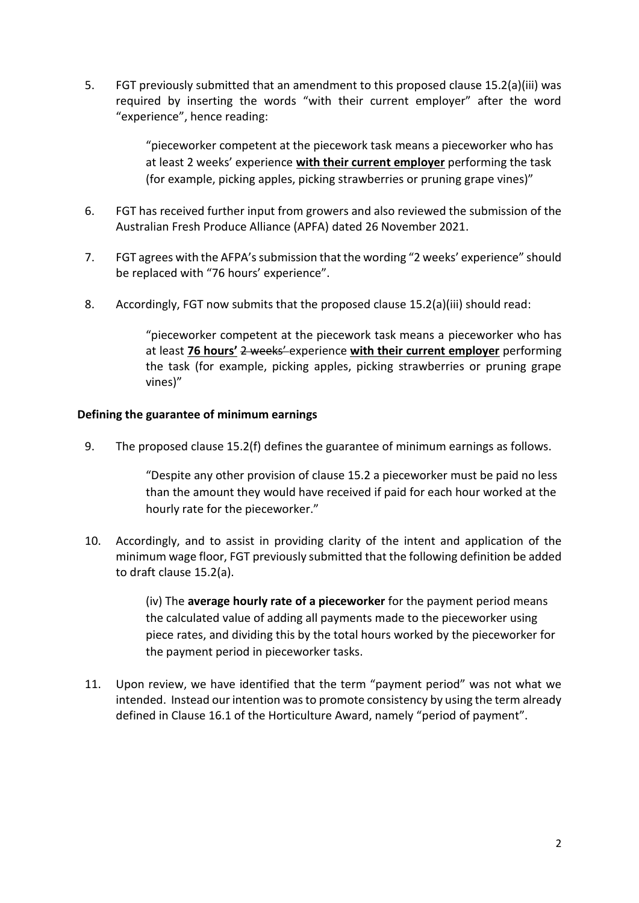5. FGT previously submitted that an amendment to this proposed clause 15.2(a)(iii) was required by inserting the words "with their current employer" after the word "experience", hence reading:

   > "pieceworker competent at the piecework task means a pieceworker who has at least 2 weeks' experience **<u>with their current employer</u>** performing the task (for example, picking apples, picking strawberries or pruning grape vines)"

6. FGT has received further input from growers and also reviewed the submission of the Australian Fresh Produce Alliance (APFA) dated 26 November 2021.

7. FGT agrees with the AFPA's submission that the wording "2 weeks' experience" should be replaced with "76 hours' experience".

8. Accordingly, FGT now submits that the proposed clause 15.2(a)(iii) should read:

   > "pieceworker competent at the piecework task means a pieceworker who has at least **<u>76 hours'</u>** ~~2 weeks'~~ experience **<u>with their current employer</u>** performing the task (for example, picking apples, picking strawberries or pruning grape vines)"

**Defining the guarantee of minimum earnings**

9. The proposed clause 15.2(f) defines the guarantee of minimum earnings as follows.

   > "Despite any other provision of clause 15.2 a pieceworker must be paid no less than the amount they would have received if paid for each hour worked at the hourly rate for the pieceworker."

10. Accordingly, and to assist in providing clarity of the intent and application of the minimum wage floor, FGT previously submitted that the following definition be added to draft clause 15.2(a).

    > (iv) The **average hourly rate of a pieceworker** for the payment period means the calculated value of adding all payments made to the pieceworker using piece rates, and dividing this by the total hours worked by the pieceworker for the payment period in pieceworker tasks.

11. Upon review, we have identified that the term "payment period" was not what we intended. Instead our intention was to promote consistency by using the term already defined in Clause 16.1 of the Horticulture Award, namely "period of payment".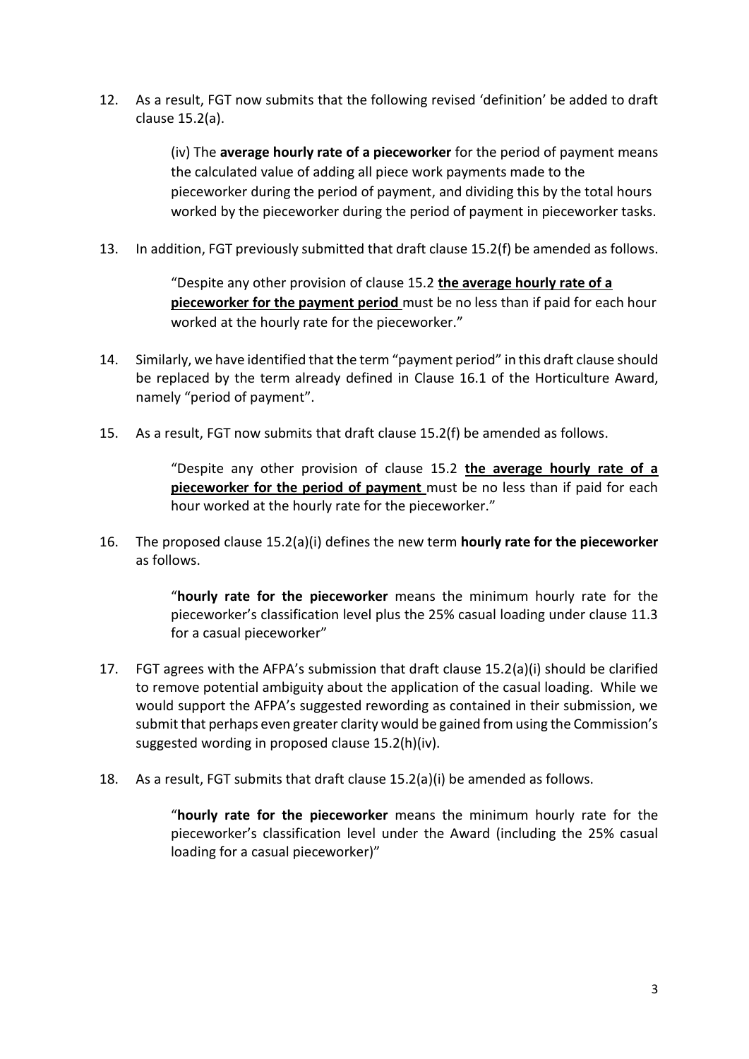12. As a result, FGT now submits that the following revised 'definition' be added to draft clause 15.2(a).

    (iv) The **average hourly rate of a pieceworker** for the period of payment means the calculated value of adding all piece work payments made to the pieceworker during the period of payment, and dividing this by the total hours worked by the pieceworker during the period of payment in pieceworker tasks.

13. In addition, FGT previously submitted that draft clause 15.2(f) be amended as follows.

    "Despite any other provision of clause 15.2 <u>**the average hourly rate of a pieceworker for the payment period**</u> must be no less than if paid for each hour worked at the hourly rate for the pieceworker."

14. Similarly, we have identified that the term "payment period" in this draft clause should be replaced by the term already defined in Clause 16.1 of the Horticulture Award, namely "period of payment".

15. As a result, FGT now submits that draft clause 15.2(f) be amended as follows.

    "Despite any other provision of clause 15.2 <u>**the average hourly rate of a pieceworker for the period of payment**</u> must be no less than if paid for each hour worked at the hourly rate for the pieceworker."

16. The proposed clause 15.2(a)(i) defines the new term **hourly rate for the pieceworker** as follows.

    "**hourly rate for the pieceworker** means the minimum hourly rate for the pieceworker's classification level plus the 25% casual loading under clause 11.3 for a casual pieceworker"

17. FGT agrees with the AFPA's submission that draft clause 15.2(a)(i) should be clarified to remove potential ambiguity about the application of the casual loading. While we would support the AFPA's suggested rewording as contained in their submission, we submit that perhaps even greater clarity would be gained from using the Commission's suggested wording in proposed clause 15.2(h)(iv).

18. As a result, FGT submits that draft clause 15.2(a)(i) be amended as follows.

    "**hourly rate for the pieceworker** means the minimum hourly rate for the pieceworker's classification level under the Award (including the 25% casual loading for a casual pieceworker)"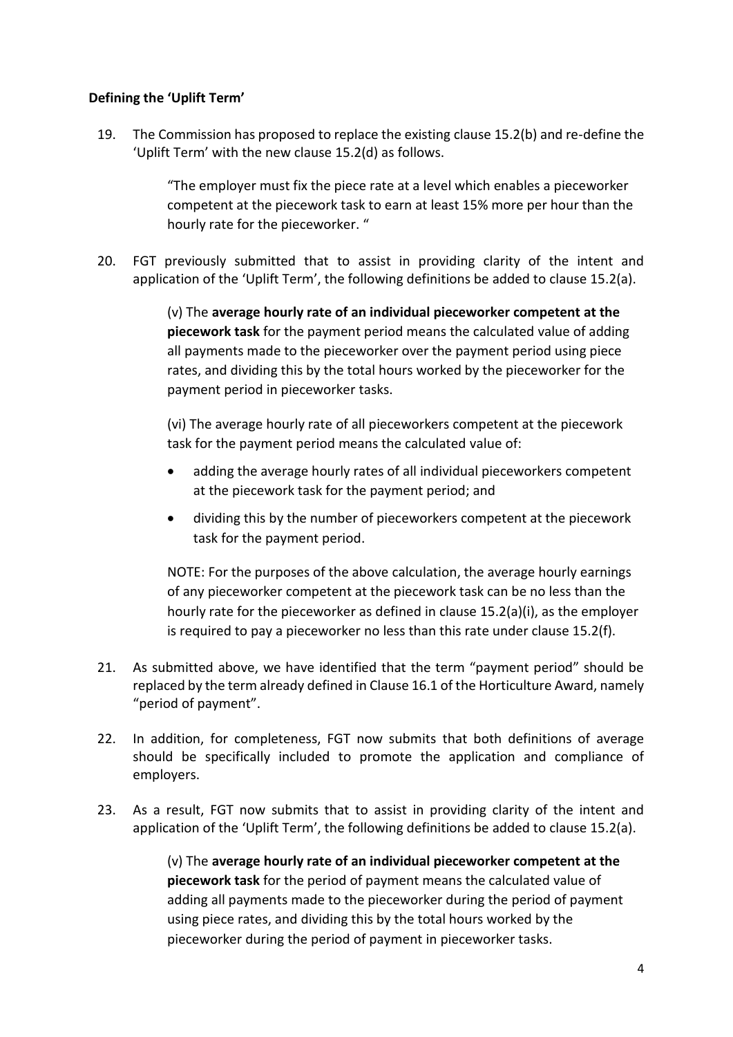**Defining the 'Uplift Term'**

19. The Commission has proposed to replace the existing clause 15.2(b) and re-define the 'Uplift Term' with the new clause 15.2(d) as follows.

    > "The employer must fix the piece rate at a level which enables a pieceworker competent at the piecework task to earn at least 15% more per hour than the hourly rate for the pieceworker. "

20. FGT previously submitted that to assist in providing clarity of the intent and application of the 'Uplift Term', the following definitions be added to clause 15.2(a).

    > (v) The **average hourly rate of an individual pieceworker competent at the piecework task** for the payment period means the calculated value of adding all payments made to the pieceworker over the payment period using piece rates, and dividing this by the total hours worked by the pieceworker for the payment period in pieceworker tasks.
    >
    > (vi) The average hourly rate of all pieceworkers competent at the piecework task for the payment period means the calculated value of:
    >
    > - adding the average hourly rates of all individual pieceworkers competent at the piecework task for the payment period; and
    > - dividing this by the number of pieceworkers competent at the piecework task for the payment period.
    >
    > NOTE: For the purposes of the above calculation, the average hourly earnings of any pieceworker competent at the piecework task can be no less than the hourly rate for the pieceworker as defined in clause 15.2(a)(i), as the employer is required to pay a pieceworker no less than this rate under clause 15.2(f).

21. As submitted above, we have identified that the term "payment period" should be replaced by the term already defined in Clause 16.1 of the Horticulture Award, namely "period of payment".

22. In addition, for completeness, FGT now submits that both definitions of average should be specifically included to promote the application and compliance of employers.

23. As a result, FGT now submits that to assist in providing clarity of the intent and application of the 'Uplift Term', the following definitions be added to clause 15.2(a).

    > (v) The **average hourly rate of an individual pieceworker competent at the piecework task** for the period of payment means the calculated value of adding all payments made to the pieceworker during the period of payment using piece rates, and dividing this by the total hours worked by the pieceworker during the period of payment in pieceworker tasks.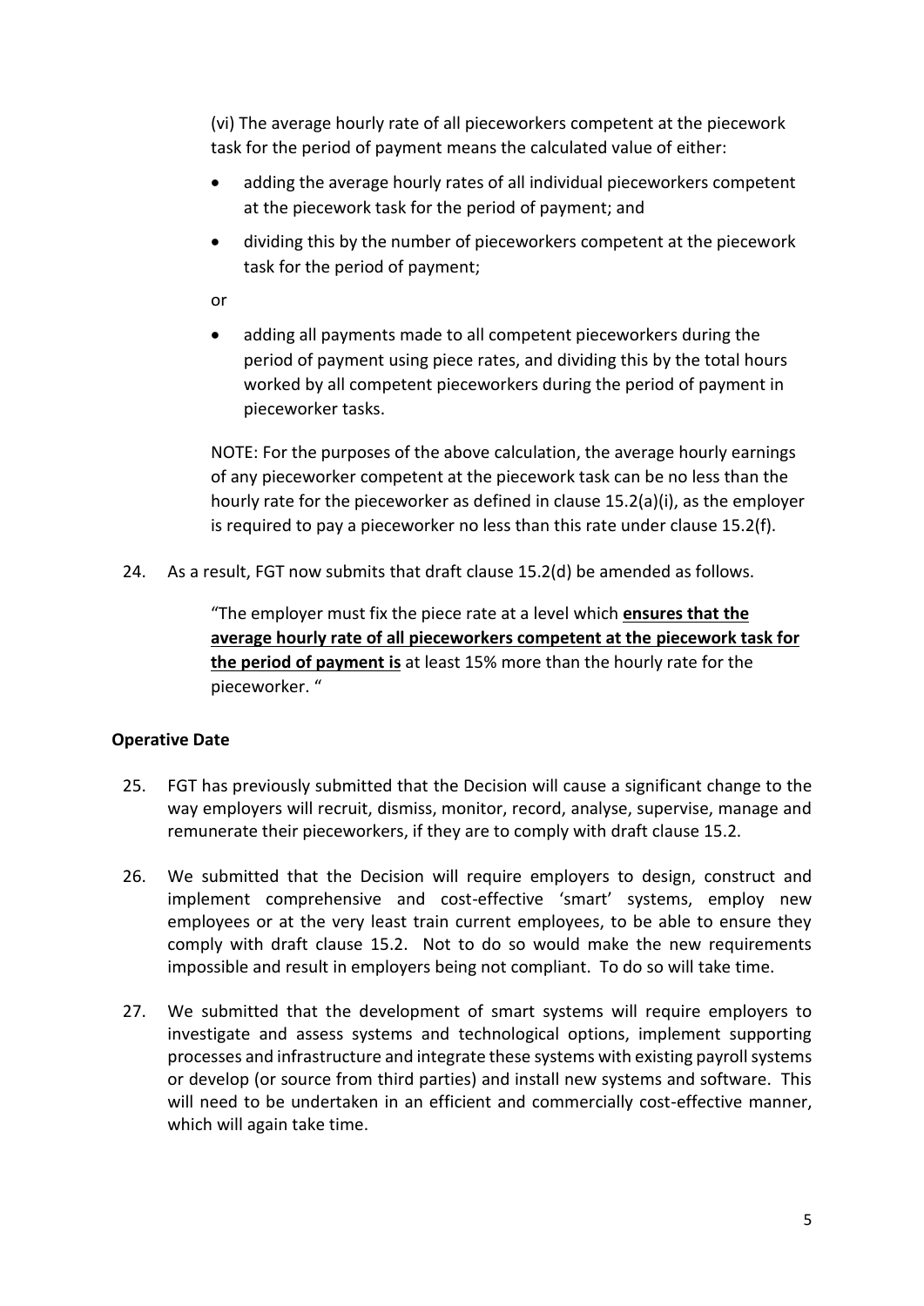(vi) The average hourly rate of all pieceworkers competent at the piecework task for the period of payment means the calculated value of either:

- adding the average hourly rates of all individual pieceworkers competent at the piecework task for the period of payment; and
- dividing this by the number of pieceworkers competent at the piecework task for the period of payment;

or

- adding all payments made to all competent pieceworkers during the period of payment using piece rates, and dividing this by the total hours worked by all competent pieceworkers during the period of payment in pieceworker tasks.

NOTE: For the purposes of the above calculation, the average hourly earnings of any pieceworker competent at the piecework task can be no less than the hourly rate for the pieceworker as defined in clause 15.2(a)(i), as the employer is required to pay a pieceworker no less than this rate under clause 15.2(f).

24. As a result, FGT now submits that draft clause 15.2(d) be amended as follows.

"The employer must fix the piece rate at a level which **ensures that the average hourly rate of all pieceworkers competent at the piecework task for the period of payment is** at least 15% more than the hourly rate for the pieceworker. "

**Operative Date**

25. FGT has previously submitted that the Decision will cause a significant change to the way employers will recruit, dismiss, monitor, record, analyse, supervise, manage and remunerate their pieceworkers, if they are to comply with draft clause 15.2.

26. We submitted that the Decision will require employers to design, construct and implement comprehensive and cost-effective 'smart' systems, employ new employees or at the very least train current employees, to be able to ensure they comply with draft clause 15.2. Not to do so would make the new requirements impossible and result in employers being not compliant. To do so will take time.

27. We submitted that the development of smart systems will require employers to investigate and assess systems and technological options, implement supporting processes and infrastructure and integrate these systems with existing payroll systems or develop (or source from third parties) and install new systems and software. This will need to be undertaken in an efficient and commercially cost-effective manner, which will again take time.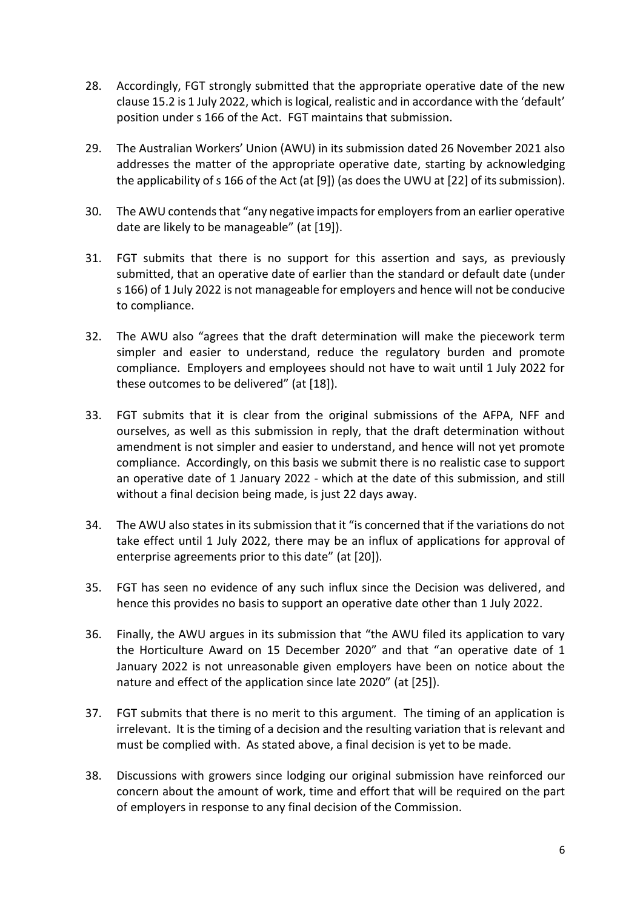28. Accordingly, FGT strongly submitted that the appropriate operative date of the new clause 15.2 is 1 July 2022, which is logical, realistic and in accordance with the 'default' position under s 166 of the Act. FGT maintains that submission.

29. The Australian Workers' Union (AWU) in its submission dated 26 November 2021 also addresses the matter of the appropriate operative date, starting by acknowledging the applicability of s 166 of the Act (at [9]) (as does the UWU at [22] of its submission).

30. The AWU contends that "any negative impacts for employers from an earlier operative date are likely to be manageable" (at [19]).

31. FGT submits that there is no support for this assertion and says, as previously submitted, that an operative date of earlier than the standard or default date (under s 166) of 1 July 2022 is not manageable for employers and hence will not be conducive to compliance.

32. The AWU also "agrees that the draft determination will make the piecework term simpler and easier to understand, reduce the regulatory burden and promote compliance. Employers and employees should not have to wait until 1 July 2022 for these outcomes to be delivered" (at [18]).

33. FGT submits that it is clear from the original submissions of the AFPA, NFF and ourselves, as well as this submission in reply, that the draft determination without amendment is not simpler and easier to understand, and hence will not yet promote compliance. Accordingly, on this basis we submit there is no realistic case to support an operative date of 1 January 2022 - which at the date of this submission, and still without a final decision being made, is just 22 days away.

34. The AWU also states in its submission that it "is concerned that if the variations do not take effect until 1 July 2022, there may be an influx of applications for approval of enterprise agreements prior to this date" (at [20]).

35. FGT has seen no evidence of any such influx since the Decision was delivered, and hence this provides no basis to support an operative date other than 1 July 2022.

36. Finally, the AWU argues in its submission that "the AWU filed its application to vary the Horticulture Award on 15 December 2020" and that "an operative date of 1 January 2022 is not unreasonable given employers have been on notice about the nature and effect of the application since late 2020" (at [25]).

37. FGT submits that there is no merit to this argument. The timing of an application is irrelevant. It is the timing of a decision and the resulting variation that is relevant and must be complied with. As stated above, a final decision is yet to be made.

38. Discussions with growers since lodging our original submission have reinforced our concern about the amount of work, time and effort that will be required on the part of employers in response to any final decision of the Commission.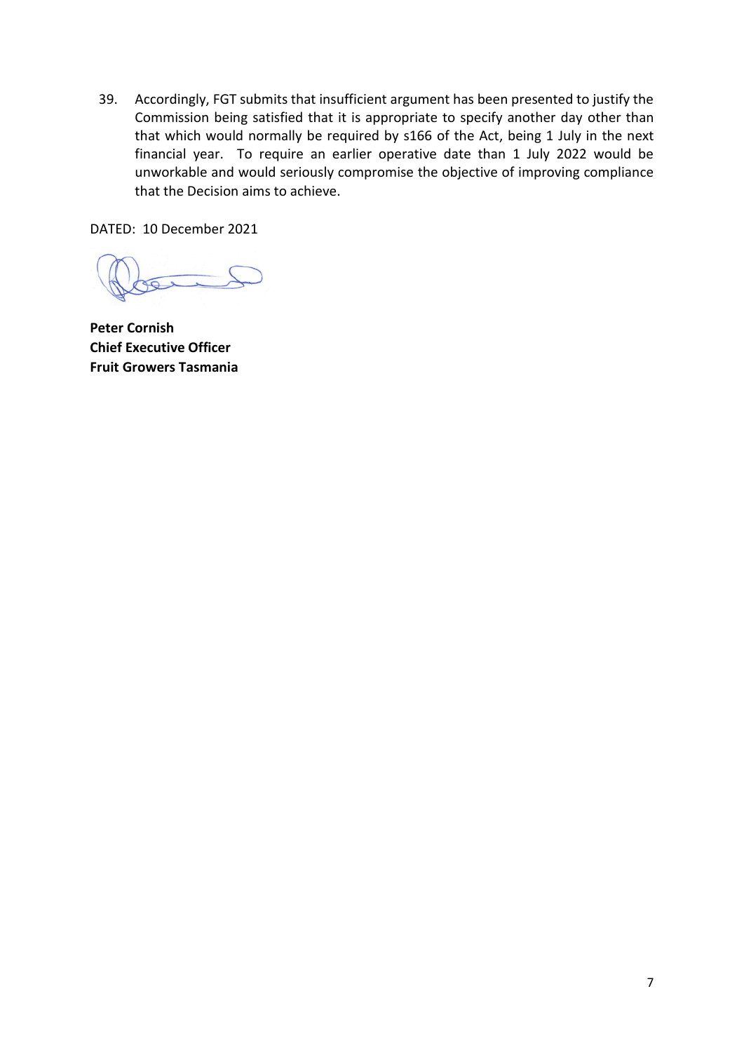39. Accordingly, FGT submits that insufficient argument has been presented to justify the Commission being satisfied that it is appropriate to specify another day other than that which would normally be required by s166 of the Act, being 1 July in the next financial year. To require an earlier operative date than 1 July 2022 would be unworkable and would seriously compromise the objective of improving compliance that the Decision aims to achieve.

DATED: 10 December 2021

**Peter Cornish**
**Chief Executive Officer**
**Fruit Growers Tasmania**